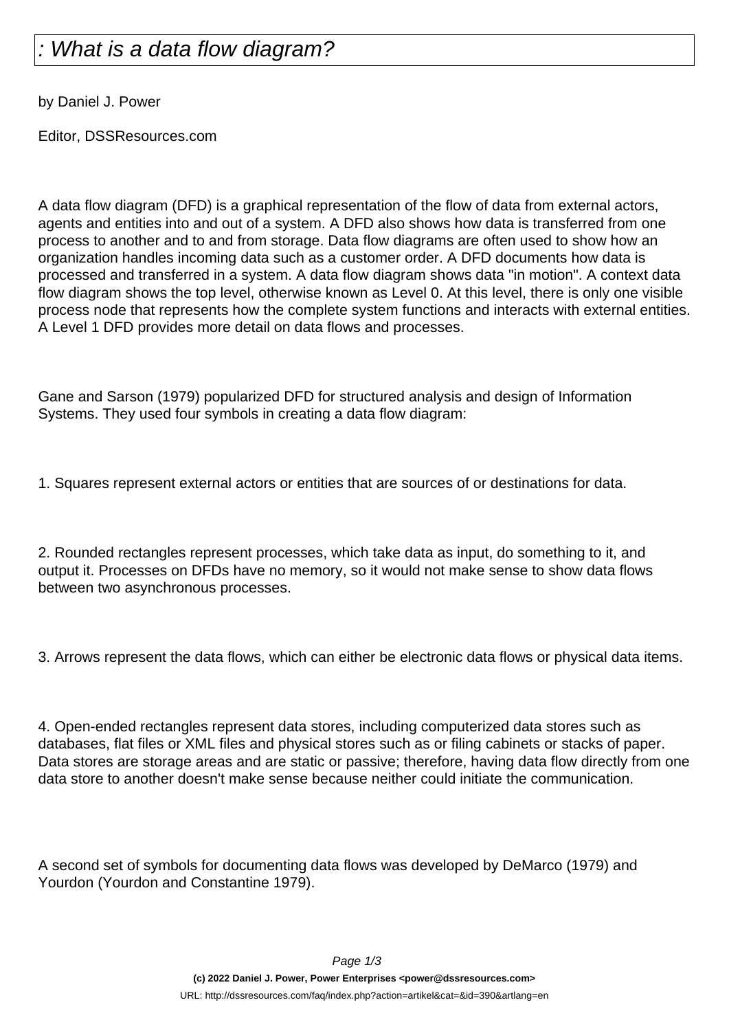# : What is a data flow diagram?

by Daniel J. Power

Editor, DSSResources.com

A data flow diagram (DFD) is a graphical representation of the flow of data from external actors, agents and entities into and out of a system. A DFD also shows how data is transferred from one process to another and to and from storage. Data flow diagrams are often used to show how an organization handles incoming data such as a customer order. A DFD documents how data is processed and transferred in a system. A data flow diagram shows data "in motion". A context data flow diagram shows the top level, otherwise known as Level 0. At this level, there is only one visible process node that represents how the complete system functions and interacts with external entities. A Level 1 DFD provides more detail on data flows and processes.

Gane and Sarson (1979) popularized DFD for structured analysis and design of Information Systems. They used four symbols in creating a data flow diagram:

1. Squares represent external actors or entities that are sources of or destinations for data.

2. Rounded rectangles represent processes, which take data as input, do something to it, and output it. Processes on DFDs have no memory, so it would not make sense to show data flows between two asynchronous processes.

3. Arrows represent the data flows, which can either be electronic data flows or physical data items.

4. Open-ended rectangles represent data stores, including computerized data stores such as databases, flat files or XML files and physical stores such as or filing cabinets or stacks of paper. Data stores are storage areas and are static or passive; therefore, having data flow directly from one data store to another doesn't make sense because neither could initiate the communication.

A second set of symbols for documenting data flows was developed by DeMarco (1979) and Yourdon (Yourdon and Constantine 1979).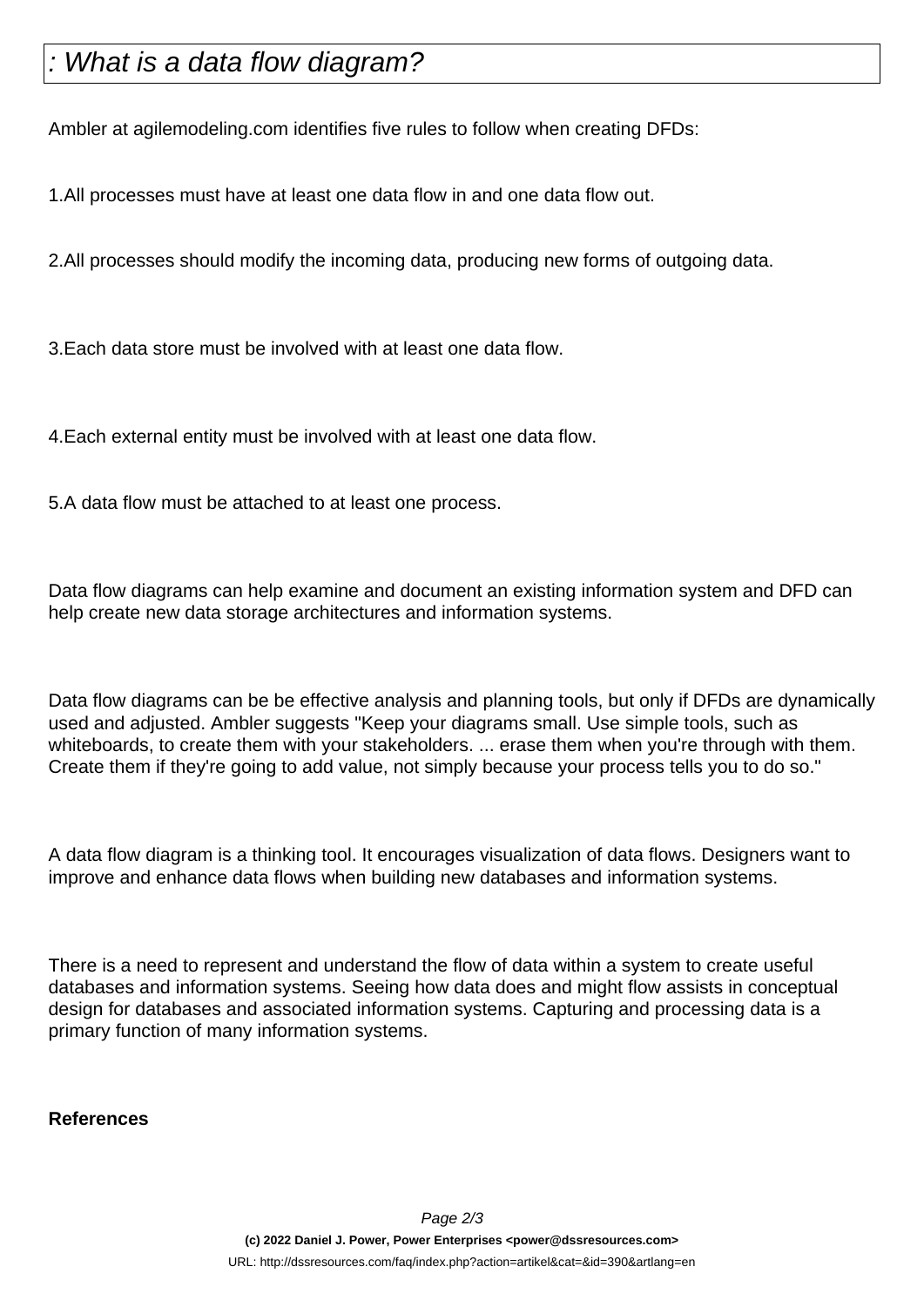## : What is a data flow diagram?

Ambler at agilemodeling.com identifies five rules to follow when creating DFDs:

1.All processes must have at least one data flow in and one data flow out.

2.All processes should modify the incoming data, producing new forms of outgoing data.

3.Each data store must be involved with at least one data flow.

4.Each external entity must be involved with at least one data flow.

5.A data flow must be attached to at least one process.

Data flow diagrams can help examine and document an existing information system and DFD can help create new data storage architectures and information systems.

Data flow diagrams can be be effective analysis and planning tools, but only if DFDs are dynamically used and adjusted. Ambler suggests "Keep your diagrams small. Use simple tools, such as whiteboards, to create them with your stakeholders. ... erase them when you're through with them. Create them if they're going to add value, not simply because your process tells you to do so."

A data flow diagram is a thinking tool. It encourages visualization of data flows. Designers want to improve and enhance data flows when building new databases and information systems.

There is a need to represent and understand the flow of data within a system to create useful databases and information systems. Seeing how data does and might flow assists in conceptual design for databases and associated information systems. Capturing and processing data is a primary function of many information systems.

**References**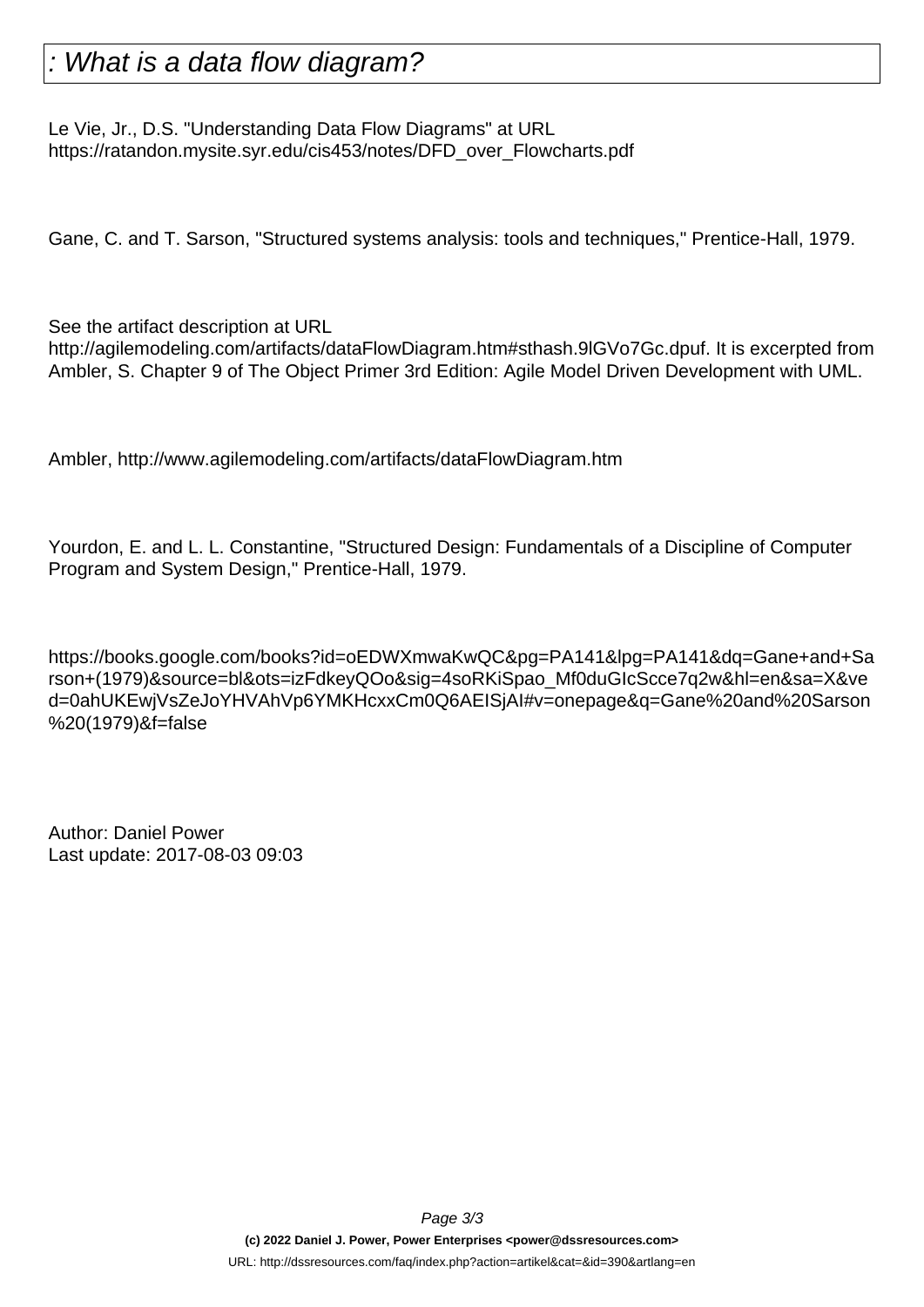Le Vie, Jr., D.S. "Understanding Data Flow Diagrams" at URL https://ratandon.mysite.syr.edu/cis453/notes/DFD_over_Flowcharts.pdf

Gane, C. and T. Sarson, "Structured systems analysis: tools and techniques," Prentice-Hall, 1979.

See the artifact description at URL http://agilemodeling.com/artifacts/dataFlowDiagram.htm#sthash.9lGVo7Gc.dpuf. It is excerpted from Ambler, S. Chapter 9 of The Object Primer 3rd Edition: Agile Model Driven Development with UML.

Ambler, http://www.agilemodeling.com/artifacts/dataFlowDiagram.htm

Yourdon, E. and L. L. Constantine, "Structured Design: Fundamentals of a Discipline of Computer Program and System Design," Prentice-Hall, 1979.

https://books.google.com/books?id=oEDWXmwaKwQC&pg=PA141&lpg=PA141&dq=Gane+and+Sarson+(1979)&source=bl&ots=izFdkeyQOo&sig=4soRKiSpao_Mf0duGIcScce7q2w&hl=en&sa=X&ved=0ahUKEwjVsZeJoYHVAhVp6YMKHcxxCm0Q6AEISjAI#v=onepage&q=Gane%20and%20Sarson%20(1979)&f=false

Author: Daniel Power
Last update: 2017-08-03 09:03